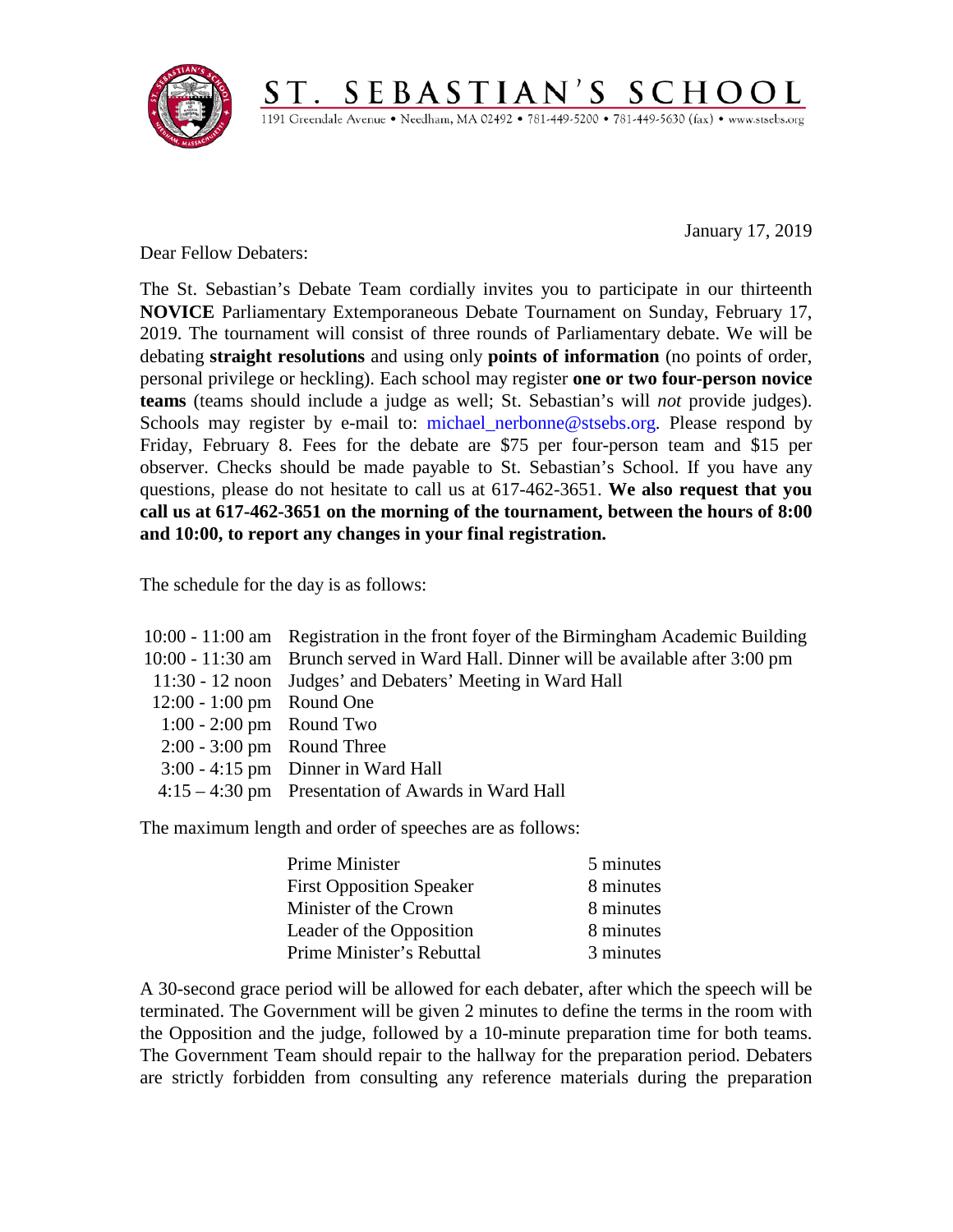# ST. SEBASTIAN'S SCHOOL

1191 Greendale Avenue • Needham, MA 02492 • 781-449-5200 • 781-449-5630 (fax) • www.stsebs.org

January 17, 2019

Dear Fellow Debaters:

The St. Sebastian's Debate Team cordially invites you to participate in our thirteenth **NOVICE** Parliamentary Extemporaneous Debate Tournament on Sunday, February 17, 2019. The tournament will consist of three rounds of Parliamentary debate. We will be debating **straight resolutions** and using only **points of information** (no points of order, personal privilege or heckling). Each school may register **one or two four-person novice teams** (teams should include a judge as well; St. Sebastian's will *not* provide judges). Schools may register by e-mail to: michael_nerbonne@stsebs.org. Please respond by Friday, February 8. Fees for the debate are $75 per four-person team and $15 per observer. Checks should be made payable to St. Sebastian's School. If you have any questions, please do not hesitate to call us at 617-462-3651. **We also request that you call us at 617-462-3651 on the morning of the tournament, between the hours of 8:00 and 10:00, to report any changes in your final registration.**

The schedule for the day is as follows:

| | |
|---|---|
| 10:00 - 11:00 am | Registration in the front foyer of the Birmingham Academic Building |
| 10:00 - 11:30 am | Brunch served in Ward Hall. Dinner will be available after 3:00 pm |
| 11:30 - 12 noon | Judges' and Debaters' Meeting in Ward Hall |
| 12:00 - 1:00 pm | Round One |
| 1:00 - 2:00 pm | Round Two |
| 2:00 - 3:00 pm | Round Three |
| 3:00 - 4:15 pm | Dinner in Ward Hall |
| 4:15 – 4:30 pm | Presentation of Awards in Ward Hall |

The maximum length and order of speeches are as follows:

| | |
|---|---|
| Prime Minister | 5 minutes |
| First Opposition Speaker | 8 minutes |
| Minister of the Crown | 8 minutes |
| Leader of the Opposition | 8 minutes |
| Prime Minister's Rebuttal | 3 minutes |

A 30-second grace period will be allowed for each debater, after which the speech will be terminated. The Government will be given 2 minutes to define the terms in the room with the Opposition and the judge, followed by a 10-minute preparation time for both teams. The Government Team should repair to the hallway for the preparation period. Debaters are strictly forbidden from consulting any reference materials during the preparation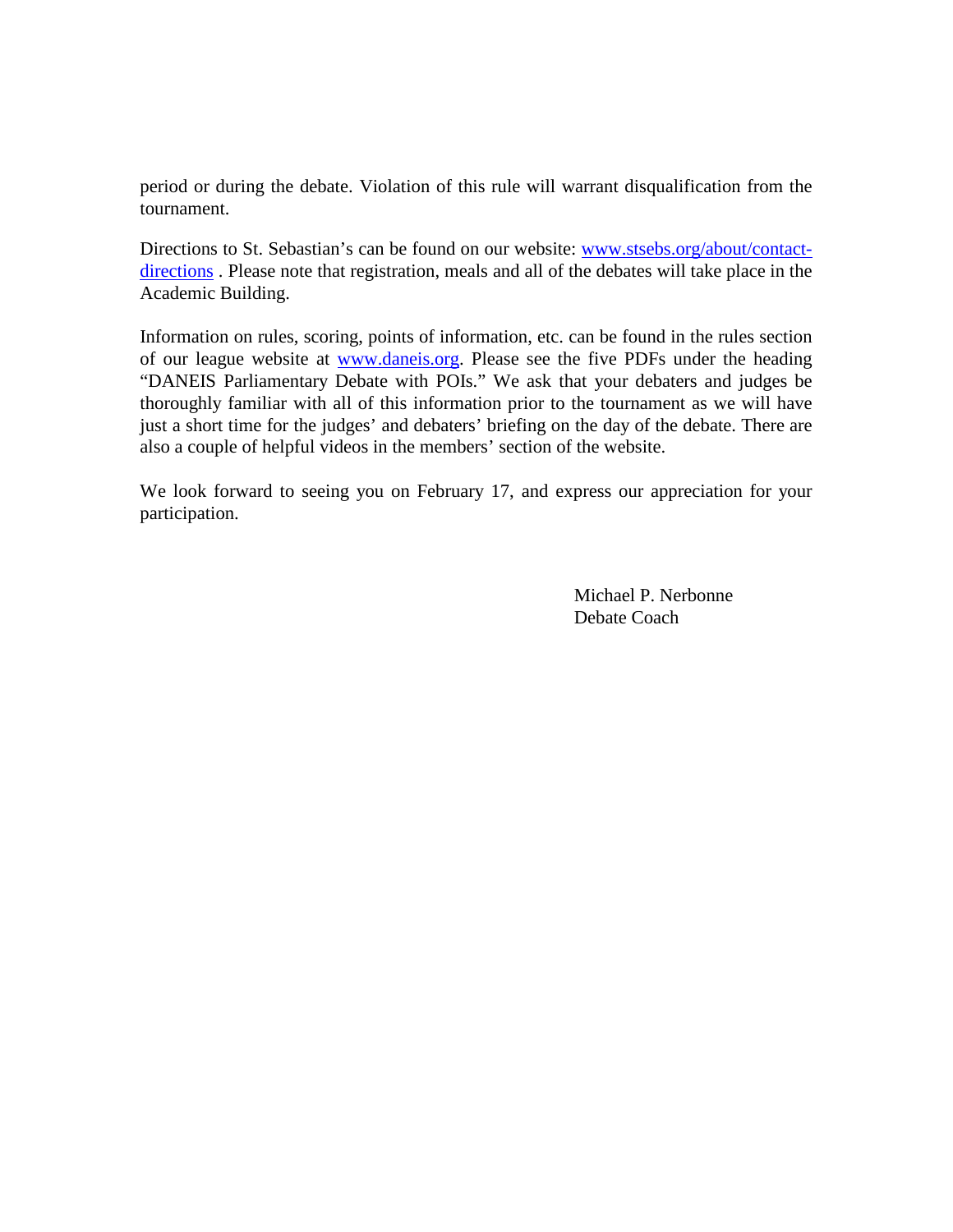period or during the debate. Violation of this rule will warrant disqualification from the tournament.

Directions to St. Sebastian's can be found on our website: [www.stsebs.org/about/contact-directions](http://www.stsebs.org/about/contact-directions) . Please note that registration, meals and all of the debates will take place in the Academic Building.

Information on rules, scoring, points of information, etc. can be found in the rules section of our league website at [www.daneis.org](http://www.daneis.org). Please see the five PDFs under the heading "DANEIS Parliamentary Debate with POIs." We ask that your debaters and judges be thoroughly familiar with all of this information prior to the tournament as we will have just a short time for the judges' and debaters' briefing on the day of the debate. There are also a couple of helpful videos in the members' section of the website.

We look forward to seeing you on February 17, and express our appreciation for your participation.

Michael P. Nerbonne
Debate Coach